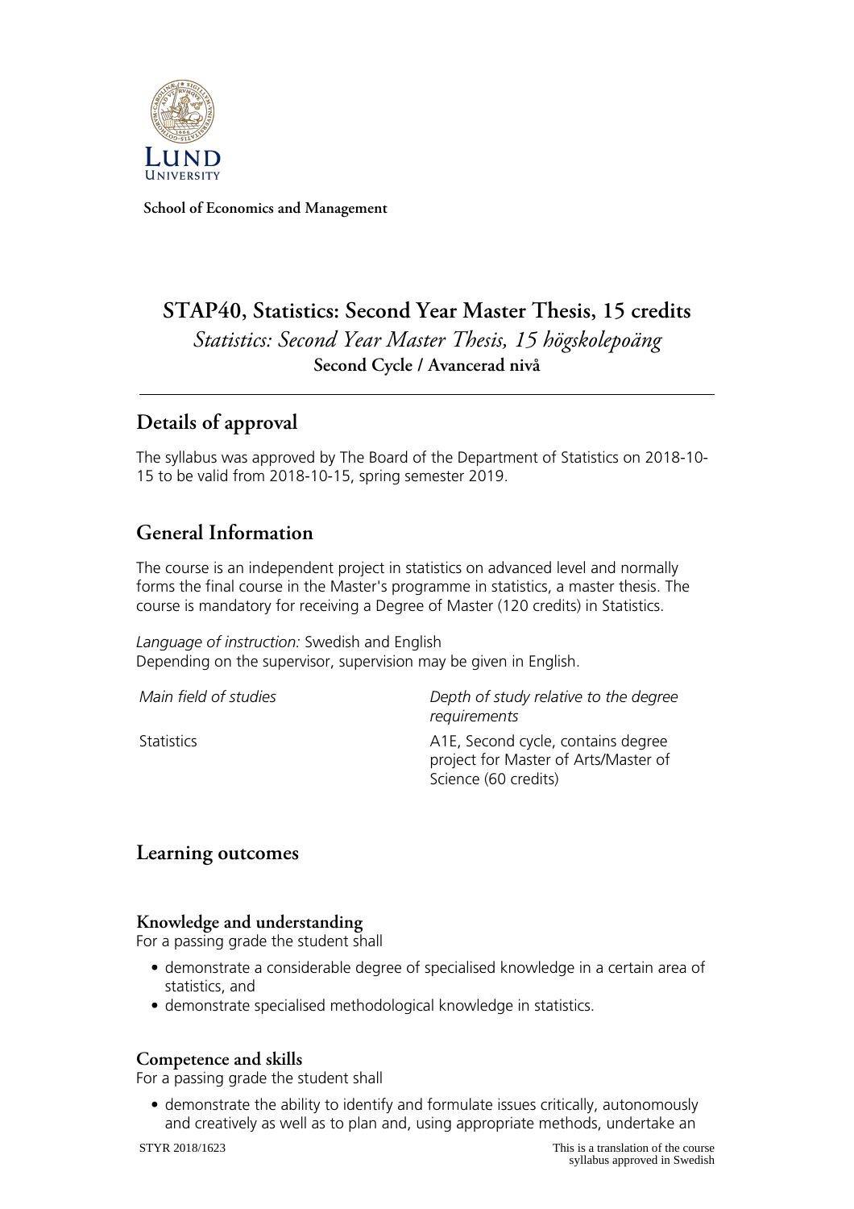**School of Economics and Management**

# STAP40, Statistics: Second Year Master Thesis, 15 credits

*Statistics: Second Year Master Thesis, 15 högskolepoäng*

**Second Cycle / Avancerad nivå**

## Details of approval

The syllabus was approved by The Board of the Department of Statistics on 2018-10-15 to be valid from 2018-10-15, spring semester 2019.

## General Information

The course is an independent project in statistics on advanced level and normally forms the final course in the Master's programme in statistics, a master thesis. The course is mandatory for receiving a Degree of Master (120 credits) in Statistics.

*Language of instruction:* Swedish and English
Depending on the supervisor, supervision may be given in English.

| *Main field of studies* | *Depth of study relative to the degree requirements* |
| --- | --- |
| Statistics | A1E, Second cycle, contains degree project for Master of Arts/Master of Science (60 credits) |

## Learning outcomes

### Knowledge and understanding

For a passing grade the student shall

- demonstrate a considerable degree of specialised knowledge in a certain area of statistics, and
- demonstrate specialised methodological knowledge in statistics.

### Competence and skills

For a passing grade the student shall

- demonstrate the ability to identify and formulate issues critically, autonomously and creatively as well as to plan and, using appropriate methods, undertake an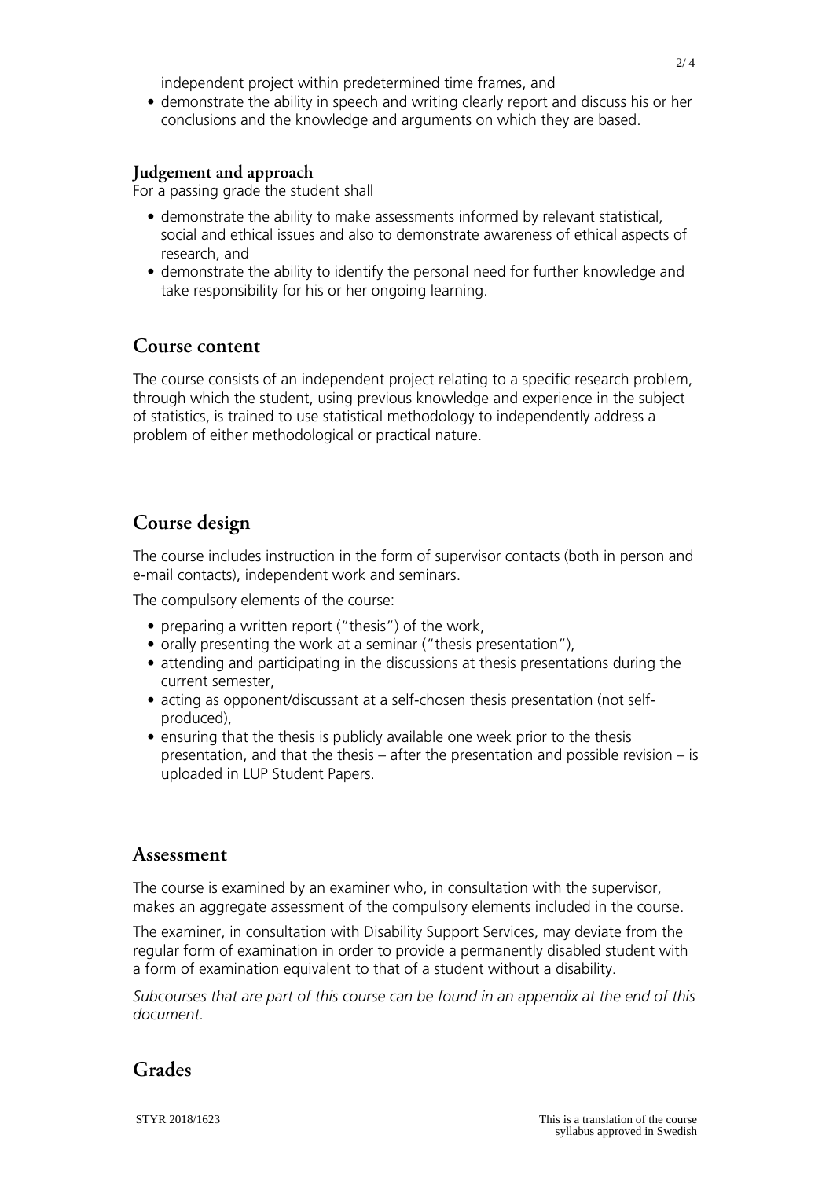independent project within predetermined time frames, and

- demonstrate the ability in speech and writing clearly report and discuss his or her conclusions and the knowledge and arguments on which they are based.

### Judgement and approach

For a passing grade the student shall

- demonstrate the ability to make assessments informed by relevant statistical, social and ethical issues and also to demonstrate awareness of ethical aspects of research, and
- demonstrate the ability to identify the personal need for further knowledge and take responsibility for his or her ongoing learning.

## Course content

The course consists of an independent project relating to a specific research problem, through which the student, using previous knowledge and experience in the subject of statistics, is trained to use statistical methodology to independently address a problem of either methodological or practical nature.

## Course design

The course includes instruction in the form of supervisor contacts (both in person and e-mail contacts), independent work and seminars.

The compulsory elements of the course:

- preparing a written report ("thesis") of the work,
- orally presenting the work at a seminar ("thesis presentation"),
- attending and participating in the discussions at thesis presentations during the current semester,
- acting as opponent/discussant at a self-chosen thesis presentation (not self-produced),
- ensuring that the thesis is publicly available one week prior to the thesis presentation, and that the thesis – after the presentation and possible revision – is uploaded in LUP Student Papers.

## Assessment

The course is examined by an examiner who, in consultation with the supervisor, makes an aggregate assessment of the compulsory elements included in the course.

The examiner, in consultation with Disability Support Services, may deviate from the regular form of examination in order to provide a permanently disabled student with a form of examination equivalent to that of a student without a disability.

*Subcourses that are part of this course can be found in an appendix at the end of this document.*

## Grades

STYR 2018/1623

This is a translation of the course syllabus approved in Swedish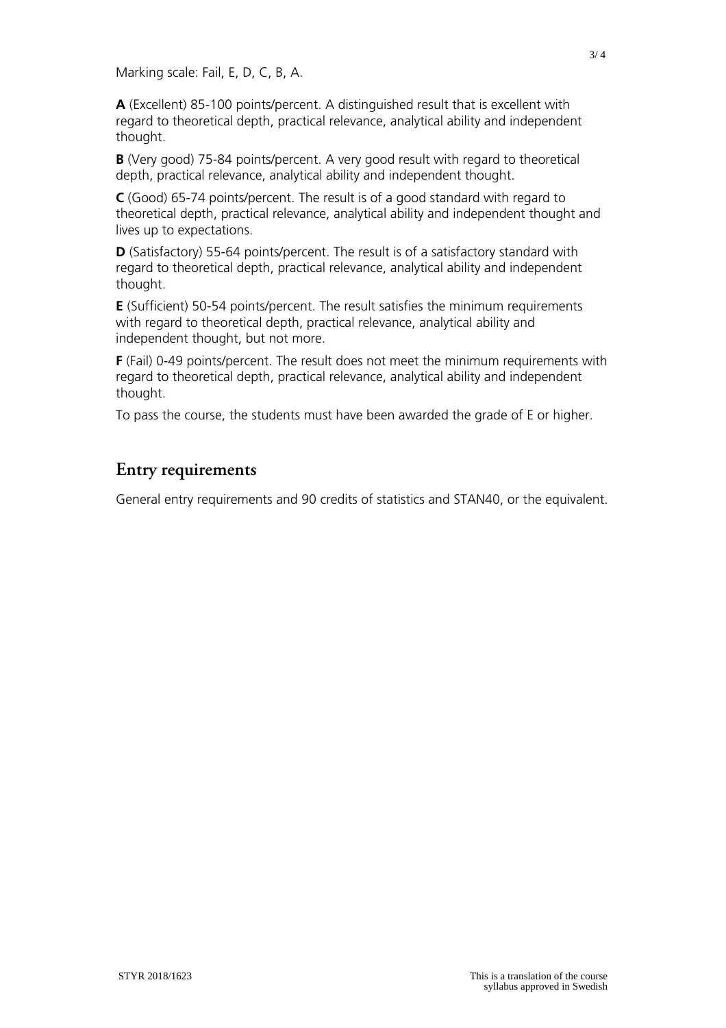Marking scale: Fail, E, D, C, B, A.

**A** (Excellent) 85-100 points/percent. A distinguished result that is excellent with regard to theoretical depth, practical relevance, analytical ability and independent thought.

**B** (Very good) 75-84 points/percent. A very good result with regard to theoretical depth, practical relevance, analytical ability and independent thought.

**C** (Good) 65-74 points/percent. The result is of a good standard with regard to theoretical depth, practical relevance, analytical ability and independent thought and lives up to expectations.

**D** (Satisfactory) 55-64 points/percent. The result is of a satisfactory standard with regard to theoretical depth, practical relevance, analytical ability and independent thought.

**E** (Sufficient) 50-54 points/percent. The result satisfies the minimum requirements with regard to theoretical depth, practical relevance, analytical ability and independent thought, but not more.

**F** (Fail) 0-49 points/percent. The result does not meet the minimum requirements with regard to theoretical depth, practical relevance, analytical ability and independent thought.

To pass the course, the students must have been awarded the grade of E or higher.

## Entry requirements

General entry requirements and 90 credits of statistics and STAN40, or the equivalent.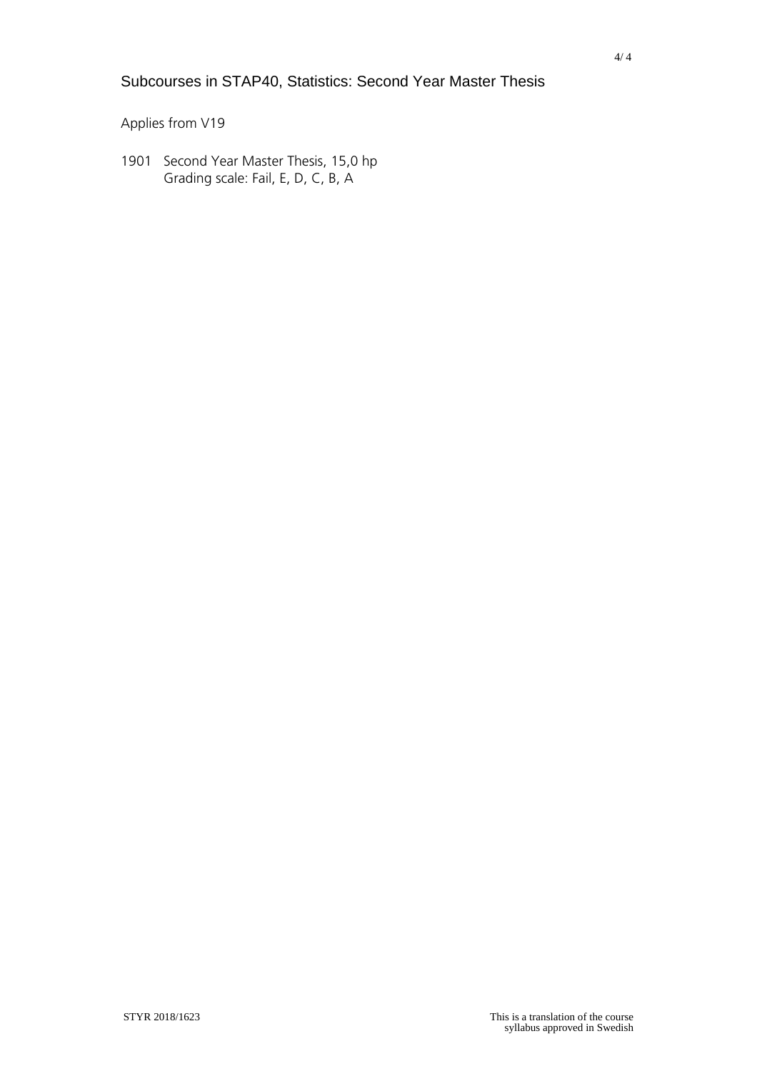## Subcourses in STAP40, Statistics: Second Year Master Thesis

Applies from V19

1901 Second Year Master Thesis, 15,0 hp
Grading scale: Fail, E, D, C, B, A